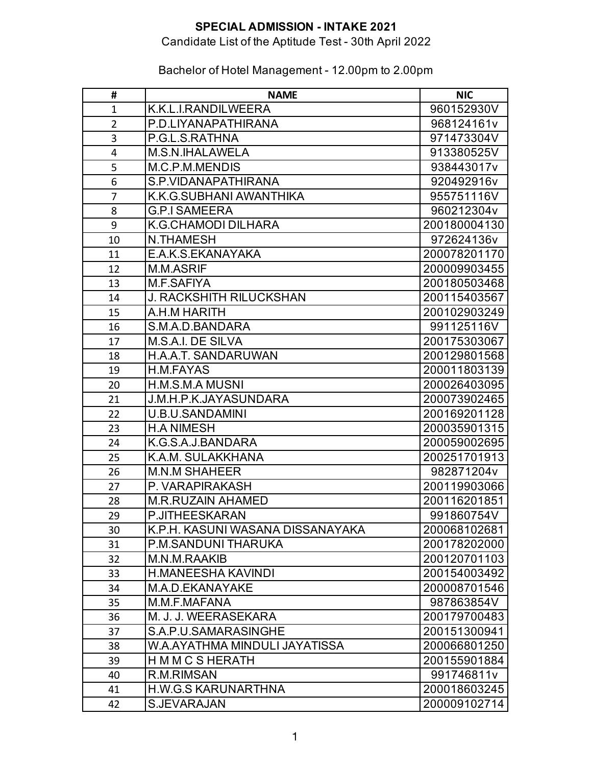**SPECIAL ADMISSION - INTAKE 2021**

Candidate List of the Aptitude Test - 30th April 2022

Bachelor of Hotel Management - 12.00pm to 2.00pm

| # | NAME | NIC |
|---|---|---|
| 1 | K.K.L.I.RANDILWEERA | 960152930V |
| 2 | P.D.LIYANAPATHIRANA | 968124161v |
| 3 | P.G.L.S.RATHNA | 971473304V |
| 4 | M.S.N.IHALAWELA | 913380525V |
| 5 | M.C.P.M.MENDIS | 938443017v |
| 6 | S.P.VIDANAPATHIRANA | 920492916v |
| 7 | K.K.G.SUBHANI AWANTHIKA | 955751116V |
| 8 | G.P.I SAMEERA | 960212304v |
| 9 | K.G.CHAMODI DILHARA | 200180004130 |
| 10 | N.THAMESH | 972624136v |
| 11 | E.A.K.S.EKANAYAKA | 200078201170 |
| 12 | M.M.ASRIF | 200009903455 |
| 13 | M.F.SAFIYA | 200180503468 |
| 14 | J. RACKSHITH RILUCKSHAN | 200115403567 |
| 15 | A.H.M HARITH | 200102903249 |
| 16 | S.M.A.D.BANDARA | 991125116V |
| 17 | M.S.A.I. DE SILVA | 200175303067 |
| 18 | H.A.A.T. SANDARUWAN | 200129801568 |
| 19 | H.M.FAYAS | 200011803139 |
| 20 | H.M.S.M.A MUSNI | 200026403095 |
| 21 | J.M.H.P.K.JAYASUNDARA | 200073902465 |
| 22 | U.B.U.SANDAMINI | 200169201128 |
| 23 | H.A NIMESH | 200035901315 |
| 24 | K.G.S.A.J.BANDARA | 200059002695 |
| 25 | K.A.M. SULAKKHANA | 200251701913 |
| 26 | M.N.M SHAHEER | 982871204v |
| 27 | P. VARAPIRAKASH | 200119903066 |
| 28 | M.R.RUZAIN AHAMED | 200116201851 |
| 29 | P.JITHEESKARAN | 991860754V |
| 30 | K.P.H. KASUNI WASANA DISSANAYAKA | 200068102681 |
| 31 | P.M.SANDUNI THARUKA | 200178202000 |
| 32 | M.N.M.RAAKIB | 200120701103 |
| 33 | H.MANEESHA KAVINDI | 200154003492 |
| 34 | M.A.D.EKANAYAKE | 200008701546 |
| 35 | M.M.F.MAFANA | 987863854V |
| 36 | M. J. J. WEERASEKARA | 200179700483 |
| 37 | S.A.P.U.SAMARASINGHE | 200151300941 |
| 38 | W.A.AYATHMA MINDULI JAYATISSA | 200066801250 |
| 39 | H M M C S HERATH | 200155901884 |
| 40 | R.M.RIMSAN | 991746811v |
| 41 | H.W.G.S KARUNARTHNA | 200018603245 |
| 42 | S.JEVARAJAN | 200009102714 |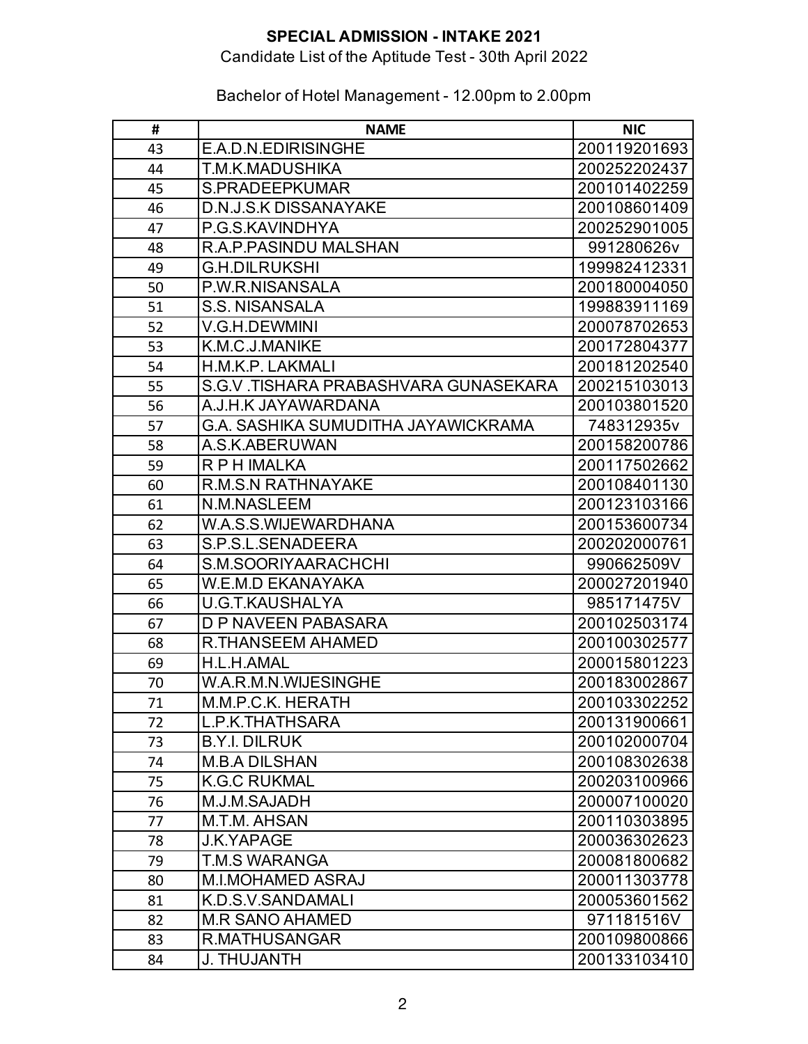**SPECIAL ADMISSION - INTAKE 2021**

Candidate List of the Aptitude Test - 30th April 2022

Bachelor of Hotel Management - 12.00pm to 2.00pm

| # | NAME | NIC |
|---|---|---|
| 43 | E.A.D.N.EDIRISINGHE | 200119201693 |
| 44 | T.M.K.MADUSHIKA | 200252202437 |
| 45 | S.PRADEEPKUMAR | 200101402259 |
| 46 | D.N.J.S.K DISSANAYAKE | 200108601409 |
| 47 | P.G.S.KAVINDHYA | 200252901005 |
| 48 | R.A.P.PASINDU MALSHAN | 991280626v |
| 49 | G.H.DILRUKSHI | 199982412331 |
| 50 | P.W.R.NISANSALA | 200180004050 |
| 51 | S.S. NISANSALA | 199883911169 |
| 52 | V.G.H.DEWMINI | 200078702653 |
| 53 | K.M.C.J.MANIKE | 200172804377 |
| 54 | H.M.K.P. LAKMALI | 200181202540 |
| 55 | S.G.V .TISHARA PRABASHVARA GUNASEKARA | 200215103013 |
| 56 | A.J.H.K JAYAWARDANA | 200103801520 |
| 57 | G.A. SASHIKA SUMUDITHA JAYAWICKRAMA | 748312935v |
| 58 | A.S.K.ABERUWAN | 200158200786 |
| 59 | R P H IMALKA | 200117502662 |
| 60 | R.M.S.N RATHNAYAKE | 200108401130 |
| 61 | N.M.NASLEEM | 200123103166 |
| 62 | W.A.S.S.WIJEWARDHANA | 200153600734 |
| 63 | S.P.S.L.SENADEERA | 200202000761 |
| 64 | S.M.SOORIYAARACHCHI | 990662509V |
| 65 | W.E.M.D EKANAYAKA | 200027201940 |
| 66 | U.G.T.KAUSHALYA | 985171475V |
| 67 | D P NAVEEN PABASARA | 200102503174 |
| 68 | R.THANSEEM AHAMED | 200100302577 |
| 69 | H.L.H.AMAL | 200015801223 |
| 70 | W.A.R.M.N.WIJESINGHE | 200183002867 |
| 71 | M.M.P.C.K. HERATH | 200103302252 |
| 72 | L.P.K.THATHSARA | 200131900661 |
| 73 | B.Y.I. DILRUK | 200102000704 |
| 74 | M.B.A DILSHAN | 200108302638 |
| 75 | K.G.C RUKMAL | 200203100966 |
| 76 | M.J.M.SAJADH | 200007100020 |
| 77 | M.T.M. AHSAN | 200110303895 |
| 78 | J.K.YAPAGE | 200036302623 |
| 79 | T.M.S WARANGA | 200081800682 |
| 80 | M.I.MOHAMED ASRAJ | 200011303778 |
| 81 | K.D.S.V.SANDAMALI | 200053601562 |
| 82 | M.R SANO AHAMED | 971181516V |
| 83 | R.MATHUSANGAR | 200109800866 |
| 84 | J. THUJANTH | 200133103410 |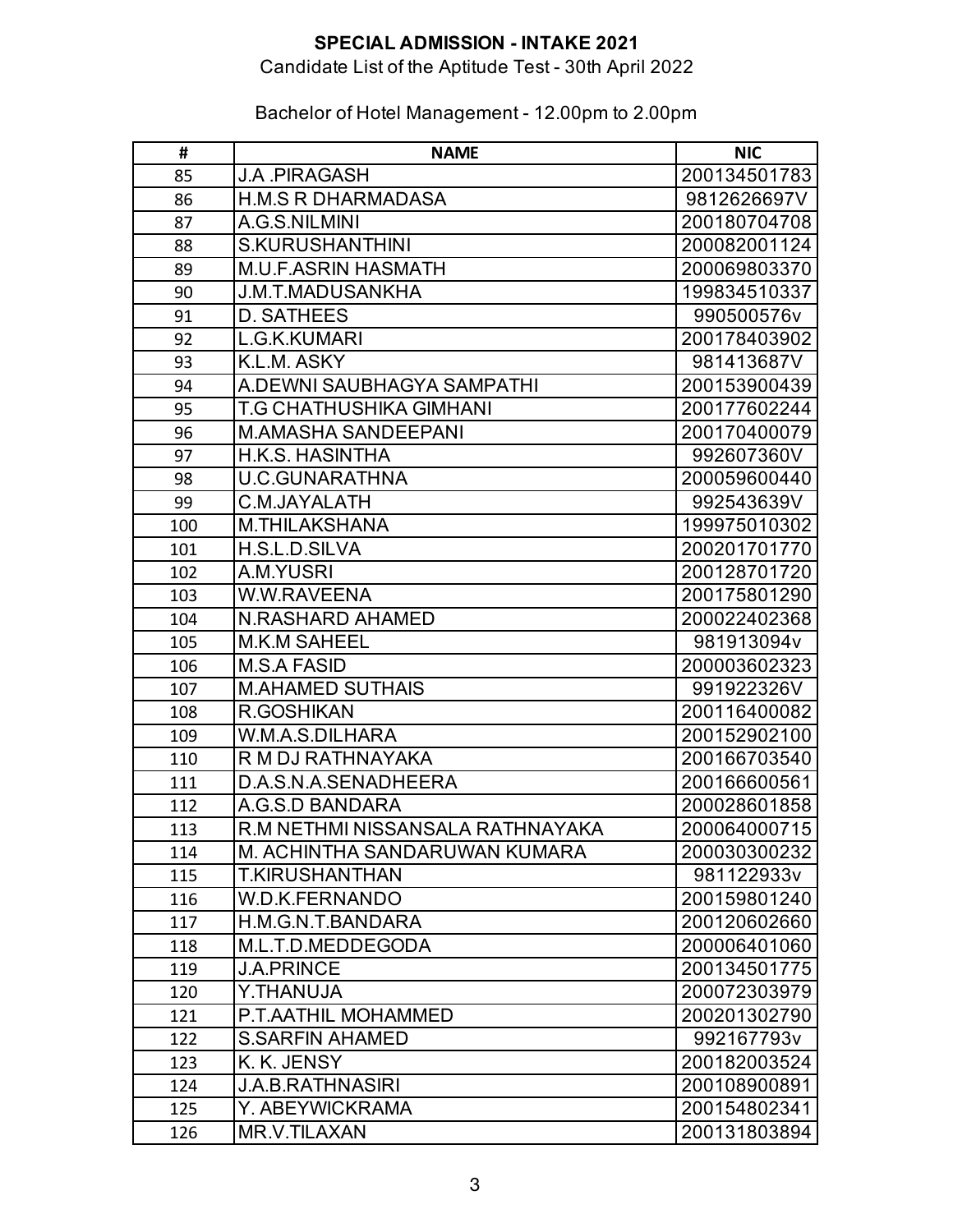**SPECIAL ADMISSION - INTAKE 2021**

Candidate List of the Aptitude Test - 30th April 2022

Bachelor of Hotel Management - 12.00pm to 2.00pm

| # | NAME | NIC |
|---|---|---|
| 85 | J.A .PIRAGASH | 200134501783 |
| 86 | H.M.S R DHARMADASA | 9812626697V |
| 87 | A.G.S.NILMINI | 200180704708 |
| 88 | S.KURUSHANTHINI | 200082001124 |
| 89 | M.U.F.ASRIN HASMATH | 200069803370 |
| 90 | J.M.T.MADUSANKHA | 199834510337 |
| 91 | D. SATHEES | 990500576v |
| 92 | L.G.K.KUMARI | 200178403902 |
| 93 | K.L.M. ASKY | 981413687V |
| 94 | A.DEWNI SAUBHAGYA SAMPATHI | 200153900439 |
| 95 | T.G CHATHUSHIKA GIMHANI | 200177602244 |
| 96 | M.AMASHA SANDEEPANI | 200170400079 |
| 97 | H.K.S. HASINTHA | 992607360V |
| 98 | U.C.GUNARATHNA | 200059600440 |
| 99 | C.M.JAYALATH | 992543639V |
| 100 | M.THILAKSHANA | 199975010302 |
| 101 | H.S.L.D.SILVA | 200201701770 |
| 102 | A.M.YUSRI | 200128701720 |
| 103 | W.W.RAVEENA | 200175801290 |
| 104 | N.RASHARD AHAMED | 200022402368 |
| 105 | M.K.M SAHEEL | 981913094v |
| 106 | M.S.A FASID | 200003602323 |
| 107 | M.AHAMED SUTHAIS | 991922326V |
| 108 | R.GOSHIKAN | 200116400082 |
| 109 | W.M.A.S.DILHARA | 200152902100 |
| 110 | R M DJ RATHNAYAKA | 200166703540 |
| 111 | D.A.S.N.A.SENADHEERA | 200166600561 |
| 112 | A.G.S.D BANDARA | 200028601858 |
| 113 | R.M NETHMI NISSANSALA RATHNAYAKA | 200064000715 |
| 114 | M. ACHINTHA SANDARUWAN KUMARA | 200030300232 |
| 115 | T.KIRUSHANTHAN | 981122933v |
| 116 | W.D.K.FERNANDO | 200159801240 |
| 117 | H.M.G.N.T.BANDARA | 200120602660 |
| 118 | M.L.T.D.MEDDEGODA | 200006401060 |
| 119 | J.A.PRINCE | 200134501775 |
| 120 | Y.THANUJA | 200072303979 |
| 121 | P.T.AATHIL MOHAMMED | 200201302790 |
| 122 | S.SARFIN AHAMED | 992167793v |
| 123 | K. K. JENSY | 200182003524 |
| 124 | J.A.B.RATHNASIRI | 200108900891 |
| 125 | Y. ABEYWICKRAMA | 200154802341 |
| 126 | MR.V.TILAXAN | 200131803894 |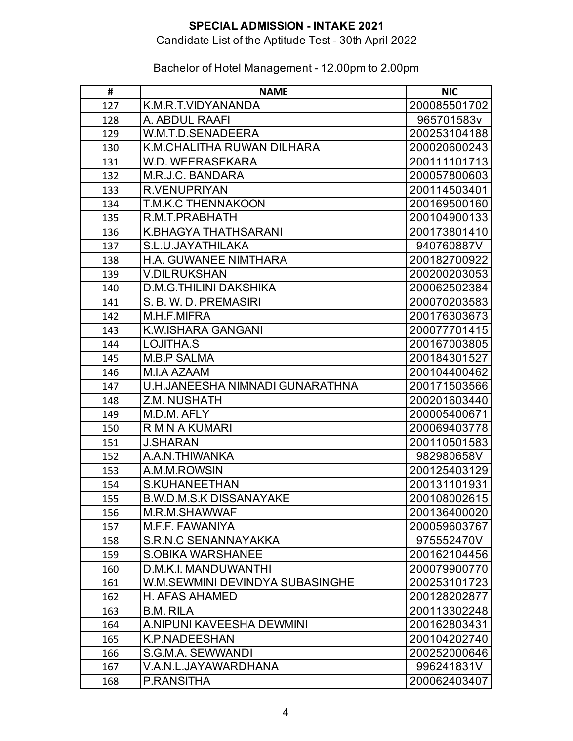**SPECIAL ADMISSION - INTAKE 2021**

Candidate List of the Aptitude Test - 30th April 2022

Bachelor of Hotel Management - 12.00pm to 2.00pm

| # | NAME | NIC |
|---|---|---|
| 127 | K.M.R.T.VIDYANANDA | 200085501702 |
| 128 | A. ABDUL RAAFI | 965701583v |
| 129 | W.M.T.D.SENADEERA | 200253104188 |
| 130 | K.M.CHALITHA RUWAN DILHARA | 200020600243 |
| 131 | W.D. WEERASEKARA | 200111101713 |
| 132 | M.R.J.C. BANDARA | 200057800603 |
| 133 | R.VENUPRIYAN | 200114503401 |
| 134 | T.M.K.C THENNAKOON | 200169500160 |
| 135 | R.M.T.PRABHATH | 200104900133 |
| 136 | K.BHAGYA THATHSARANI | 200173801410 |
| 137 | S.L.U.JAYATHILAKA | 940760887V |
| 138 | H.A. GUWANEE NIMTHARA | 200182700922 |
| 139 | V.DILRUKSHAN | 200200203053 |
| 140 | D.M.G.THILINI DAKSHIKA | 200062502384 |
| 141 | S. B. W. D. PREMASIRI | 200070203583 |
| 142 | M.H.F.MIFRA | 200176303673 |
| 143 | K.W.ISHARA GANGANI | 200077701415 |
| 144 | LOJITHA.S | 200167003805 |
| 145 | M.B.P SALMA | 200184301527 |
| 146 | M.I.A AZAAM | 200104400462 |
| 147 | U.H.JANEESHA NIMNADI GUNARATHNA | 200171503566 |
| 148 | Z.M. NUSHATH | 200201603440 |
| 149 | M.D.M. AFLY | 200005400671 |
| 150 | R M N A KUMARI | 200069403778 |
| 151 | J.SHARAN | 200110501583 |
| 152 | A.A.N.THIWANKA | 982980658V |
| 153 | A.M.M.ROWSIN | 200125403129 |
| 154 | S.KUHANEETHAN | 200131101931 |
| 155 | B.W.D.M.S.K DISSANAYAKE | 200108002615 |
| 156 | M.R.M.SHAWWAF | 200136400020 |
| 157 | M.F.F. FAWANIYA | 200059603767 |
| 158 | S.R.N.C SENANNAYAKKA | 975552470V |
| 159 | S.OBIKA WARSHANEE | 200162104456 |
| 160 | D.M.K.I. MANDUWANTHI | 200079900770 |
| 161 | W.M.SEWMINI DEVINDYA SUBASINGHE | 200253101723 |
| 162 | H. AFAS AHAMED | 200128202877 |
| 163 | B.M. RILA | 200113302248 |
| 164 | A.NIPUNI KAVEESHA DEWMINI | 200162803431 |
| 165 | K.P.NADEESHAN | 200104202740 |
| 166 | S.G.M.A. SEWWANDI | 200252000646 |
| 167 | V.A.N.L.JAYAWARDHANA | 996241831V |
| 168 | P.RANSITHA | 200062403407 |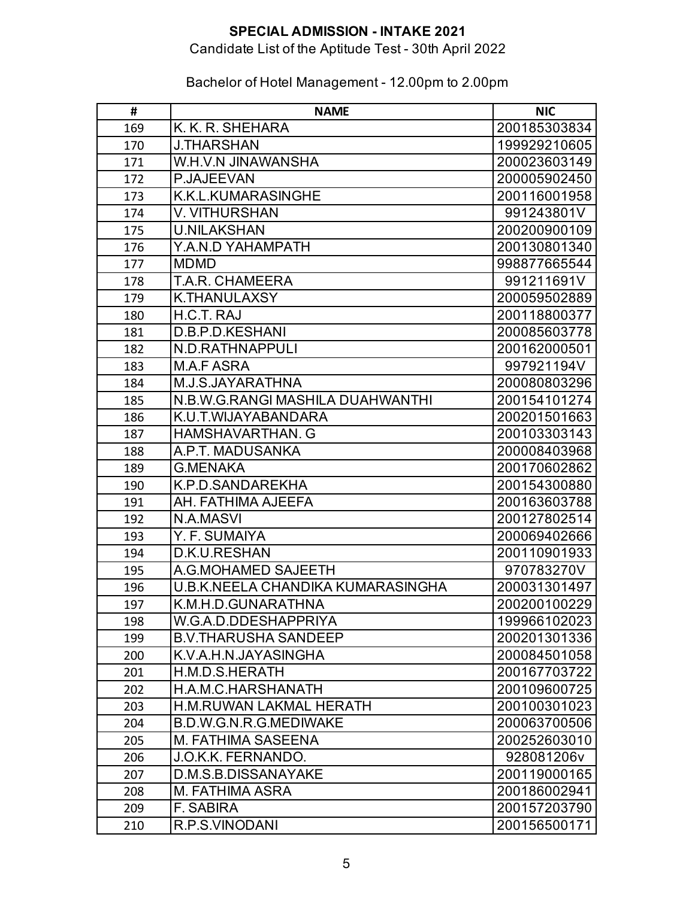**SPECIAL ADMISSION - INTAKE 2021**

Candidate List of the Aptitude Test - 30th April 2022

Bachelor of Hotel Management - 12.00pm to 2.00pm

| # | NAME | NIC |
|---|---|---|
| 169 | K. K. R. SHEHARA | 200185303834 |
| 170 | J.THARSHAN | 199929210605 |
| 171 | W.H.V.N JINAWANSHA | 200023603149 |
| 172 | P.JAJEEVAN | 200005902450 |
| 173 | K.K.L.KUMARASINGHE | 200116001958 |
| 174 | V. VITHURSHAN | 991243801V |
| 175 | U.NILAKSHAN | 200200900109 |
| 176 | Y.A.N.D YAHAMPATH | 200130801340 |
| 177 | MDMD | 998877665544 |
| 178 | T.A.R. CHAMEERA | 991211691V |
| 179 | K.THANULAXSY | 200059502889 |
| 180 | H.C.T. RAJ | 200118800377 |
| 181 | D.B.P.D.KESHANI | 200085603778 |
| 182 | N.D.RATHNAPPULI | 200162000501 |
| 183 | M.A.F ASRA | 997921194V |
| 184 | M.J.S.JAYARATHNA | 200080803296 |
| 185 | N.B.W.G.RANGI MASHILA DUAHWANTHI | 200154101274 |
| 186 | K.U.T.WIJAYABANDARA | 200201501663 |
| 187 | HAMSHAVARTHAN. G | 200103303143 |
| 188 | A.P.T. MADUSANKA | 200008403968 |
| 189 | G.MENAKA | 200170602862 |
| 190 | K.P.D.SANDAREKHA | 200154300880 |
| 191 | AH. FATHIMA AJEEFA | 200163603788 |
| 192 | N.A.MASVI | 200127802514 |
| 193 | Y. F. SUMAIYA | 200069402666 |
| 194 | D.K.U.RESHAN | 200110901933 |
| 195 | A.G.MOHAMED SAJEETH | 970783270V |
| 196 | U.B.K.NEELA CHANDIKA KUMARASINGHA | 200031301497 |
| 197 | K.M.H.D.GUNARATHNA | 200200100229 |
| 198 | W.G.A.D.DDESHAPPRIYA | 199966102023 |
| 199 | B.V.THARUSHA SANDEEP | 200201301336 |
| 200 | K.V.A.H.N.JAYASINGHA | 200084501058 |
| 201 | H.M.D.S.HERATH | 200167703722 |
| 202 | H.A.M.C.HARSHANATH | 200109600725 |
| 203 | H.M.RUWAN LAKMAL HERATH | 200100301023 |
| 204 | B.D.W.G.N.R.G.MEDIWAKE | 200063700506 |
| 205 | M. FATHIMA SASEENA | 200252603010 |
| 206 | J.O.K.K. FERNANDO. | 928081206v |
| 207 | D.M.S.B.DISSANAYAKE | 200119000165 |
| 208 | M. FATHIMA ASRA | 200186002941 |
| 209 | F. SABIRA | 200157203790 |
| 210 | R.P.S.VINODANI | 200156500171 |